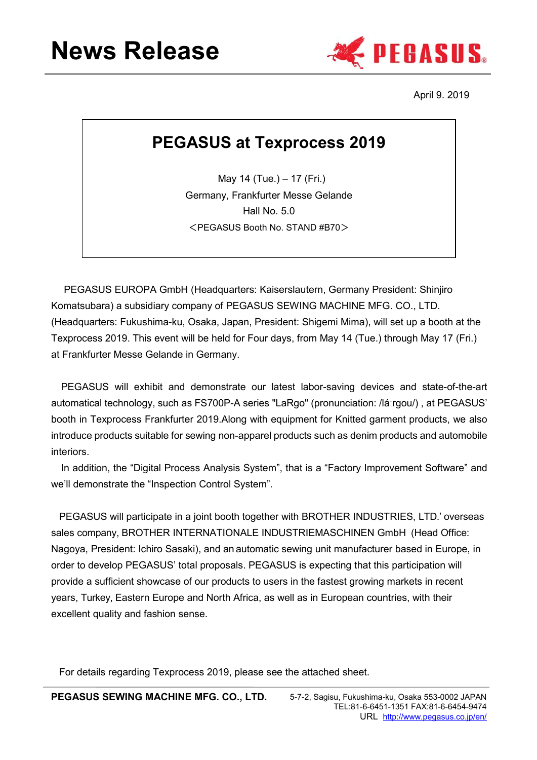# News Release

PEGASUS®

April 9. 2019

## PEGASUS at Texprocess 2019

May 14 (Tue.) – 17 (Fri.)
Germany, Frankfurter Messe Gelande
Hall No. 5.0
＜PEGASUS Booth No. STAND #B70＞

PEGASUS EUROPA GmbH (Headquarters: Kaiserslautern, Germany President: Shinjiro Komatsubara) a subsidiary company of PEGASUS SEWING MACHINE MFG. CO., LTD. (Headquarters: Fukushima-ku, Osaka, Japan, President: Shigemi Mima), will set up a booth at the Texprocess 2019. This event will be held for Four days, from May 14 (Tue.) through May 17 (Fri.) at Frankfurter Messe Gelande in Germany.

PEGASUS will exhibit and demonstrate our latest labor-saving devices and state-of-the-art automatical technology, such as FS700P-A series "LaRgo" (pronunciation: /lá:rgou/) , at PEGASUS' booth in Texprocess Frankfurter 2019.Along with equipment for Knitted garment products, we also introduce products suitable for sewing non-apparel products such as denim products and automobile interiors.

In addition, the "Digital Process Analysis System", that is a "Factory Improvement Software" and we'll demonstrate the "Inspection Control System".

PEGASUS will participate in a joint booth together with BROTHER INDUSTRIES, LTD.' overseas sales company, BROTHER INTERNATIONALE INDUSTRIEMASCHINEN GmbH (Head Office: Nagoya, President: Ichiro Sasaki), and an automatic sewing unit manufacturer based in Europe, in order to develop PEGASUS' total proposals. PEGASUS is expecting that this participation will provide a sufficient showcase of our products to users in the fastest growing markets in recent years, Turkey, Eastern Europe and North Africa, as well as in European countries, with their excellent quality and fashion sense.

For details regarding Texprocess 2019, please see the attached sheet.

**PEGASUS SEWING MACHINE MFG. CO., LTD.** 5-7-2, Sagisu, Fukushima-ku, Osaka 553-0002 JAPAN
TEL:81-6-6451-1351 FAX:81-6-6454-9474
URL http://www.pegasus.co.jp/en/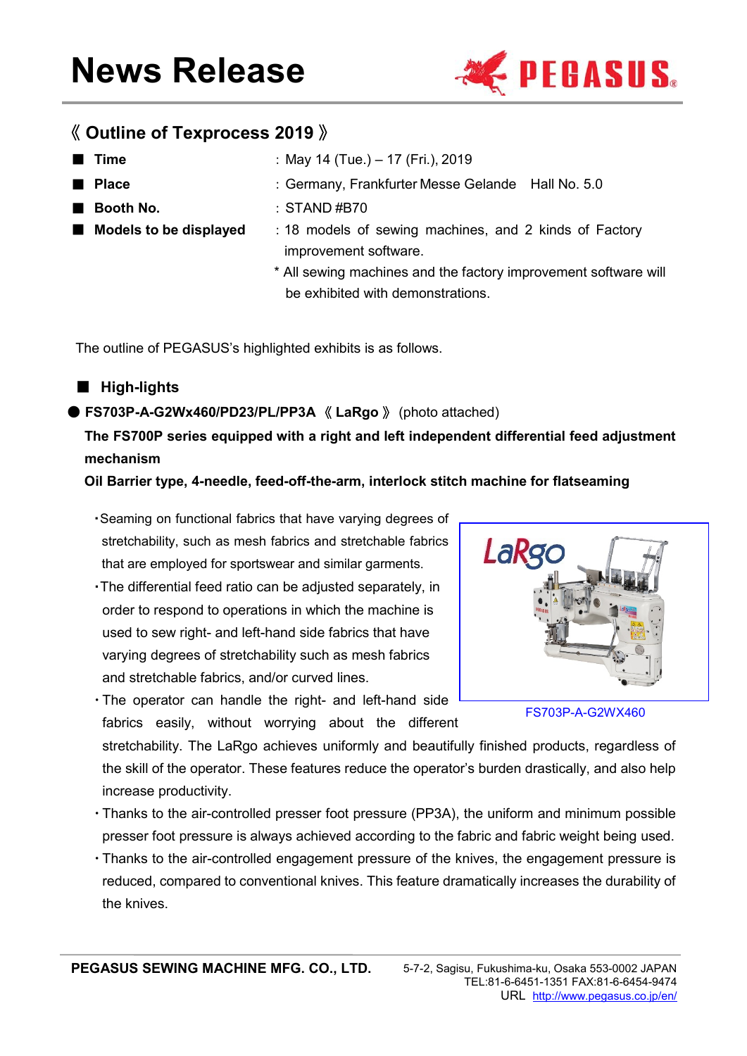# News Release

## 《 Outline of Texprocess 2019 》

- **Time** : May 14 (Tue.) – 17 (Fri.), 2019
- **Place** : Germany, Frankfurter Messe Gelande Hall No. 5.0
- **Booth No.** : STAND #B70
- **Models to be displayed** : 18 models of sewing machines, and 2 kinds of Factory improvement software.

  * All sewing machines and the factory improvement software will be exhibited with demonstrations.

The outline of PEGASUS's highlighted exhibits is as follows.

### High-lights

● **FS703P-A-G2Wx460/PD23/PL/PP3A 《 LaRgo 》** (photo attached)

**The FS700P series equipped with a right and left independent differential feed adjustment mechanism**

**Oil Barrier type, 4-needle, feed-off-the-arm, interlock stitch machine for flatseaming**

- Seaming on functional fabrics that have varying degrees of stretchability, such as mesh fabrics and stretchable fabrics that are employed for sportswear and similar garments.
- The differential feed ratio can be adjusted separately, in order to respond to operations in which the machine is used to sew right- and left-hand side fabrics that have varying degrees of stretchability such as mesh fabrics and stretchable fabrics, and/or curved lines.
- The operator can handle the right- and left-hand side fabrics easily, without worrying about the different stretchability. The LaRgo achieves uniformly and beautifully finished products, regardless of the skill of the operator. These features reduce the operator's burden drastically, and also help increase productivity.
- Thanks to the air-controlled presser foot pressure (PP3A), the uniform and minimum possible presser foot pressure is always achieved according to the fabric and fabric weight being used.
- Thanks to the air-controlled engagement pressure of the knives, the engagement pressure is reduced, compared to conventional knives. This feature dramatically increases the durability of the knives.

FS703P-A-G2WX460

**PEGASUS SEWING MACHINE MFG. CO., LTD.** 5-7-2, Sagisu, Fukushima-ku, Osaka 553-0002 JAPAN
TEL:81-6-6451-1351 FAX:81-6-6454-9474
URL http://www.pegasus.co.jp/en/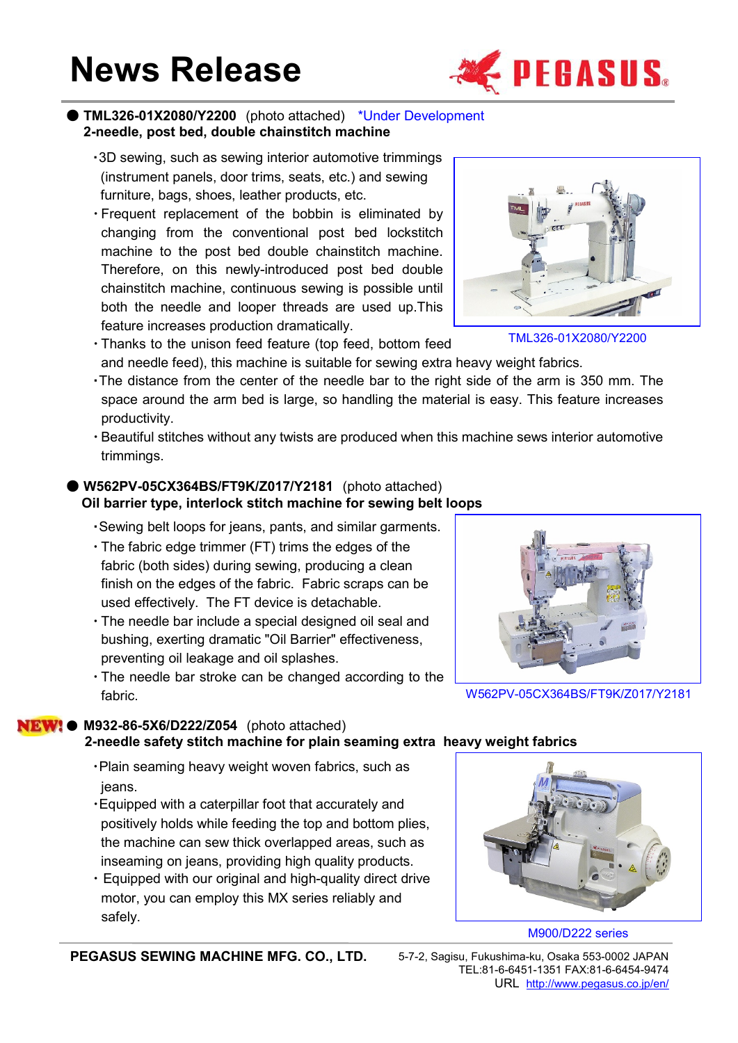# News Release

● **TML326-01X2080/Y2200** (photo attached) *Under Development
**2-needle, post bed, double chainstitch machine**

- 3D sewing, such as sewing interior automotive trimmings (instrument panels, door trims, seats, etc.) and sewing furniture, bags, shoes, leather products, etc.
- Frequent replacement of the bobbin is eliminated by changing from the conventional post bed lockstitch machine to the post bed double chainstitch machine. Therefore, on this newly-introduced post bed double chainstitch machine, continuous sewing is possible until both the needle and looper threads are used up.This feature increases production dramatically.
- Thanks to the unison feed feature (top feed, bottom feed and needle feed), this machine is suitable for sewing extra heavy weight fabrics.
- The distance from the center of the needle bar to the right side of the arm is 350 mm. The space around the arm bed is large, so handling the material is easy. This feature increases productivity.
- Beautiful stitches without any twists are produced when this machine sews interior automotive trimmings.

TML326-01X2080/Y2200

● **W562PV-05CX364BS/FT9K/Z017/Y2181** (photo attached)
**Oil barrier type, interlock stitch machine for sewing belt loops**

- Sewing belt loops for jeans, pants, and similar garments.
- The fabric edge trimmer (FT) trims the edges of the fabric (both sides) during sewing, producing a clean finish on the edges of the fabric. Fabric scraps can be used effectively. The FT device is detachable.
- The needle bar include a special designed oil seal and bushing, exerting dramatic "Oil Barrier" effectiveness, preventing oil leakage and oil splashes.
- The needle bar stroke can be changed according to the fabric.

W562PV-05CX364BS/FT9K/Z017/Y2181

NEW! ● **M932-86-5X6/D222/Z054** (photo attached)
**2-needle safety stitch machine for plain seaming extra heavy weight fabrics**

- Plain seaming heavy weight woven fabrics, such as jeans.
- Equipped with a caterpillar foot that accurately and positively holds while feeding the top and bottom plies, the machine can sew thick overlapped areas, such as inseaming on jeans, providing high quality products.
- Equipped with our original and high-quality direct drive motor, you can employ this MX series reliably and safely.

M900/D222 series

**PEGASUS SEWING MACHINE MFG. CO., LTD.** 5-7-2, Sagisu, Fukushima-ku, Osaka 553-0002 JAPAN
TEL:81-6-6451-1351 FAX:81-6-6454-9474
URL http://www.pegasus.co.jp/en/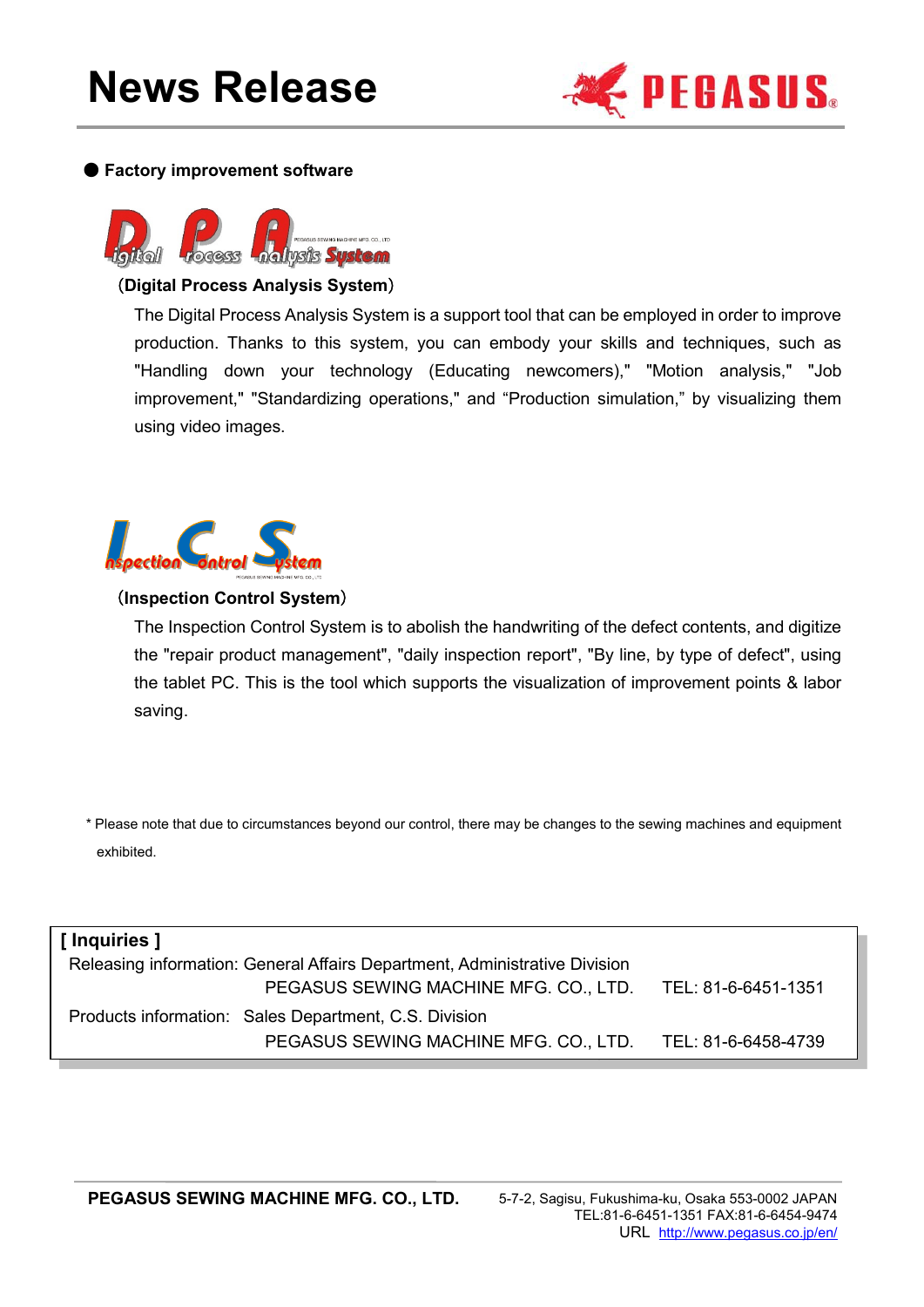# News Release

● **Factory improvement software**

（**Digital Process Analysis System**）

The Digital Process Analysis System is a support tool that can be employed in order to improve production. Thanks to this system, you can embody your skills and techniques, such as "Handling down your technology (Educating newcomers)," "Motion analysis," "Job improvement," "Standardizing operations," and “Production simulation,” by visualizing them using video images.

（**Inspection Control System**）

The Inspection Control System is to abolish the handwriting of the defect contents, and digitize the "repair product management", "daily inspection report", "By line, by type of defect", using the tablet PC. This is the tool which supports the visualization of improvement points & labor saving.

* Please note that due to circumstances beyond our control, there may be changes to the sewing machines and equipment exhibited.

**[ Inquiries ]**

Releasing information: General Affairs Department, Administrative Division
PEGASUS SEWING MACHINE MFG. CO., LTD. TEL: 81-6-6451-1351

Products information: Sales Department, C.S. Division
PEGASUS SEWING MACHINE MFG. CO., LTD. TEL: 81-6-6458-4739

**PEGASUS SEWING MACHINE MFG. CO., LTD.** 5-7-2, Sagisu, Fukushima-ku, Osaka 553-0002 JAPAN
TEL:81-6-6451-1351 FAX:81-6-6454-9474
URL http://www.pegasus.co.jp/en/